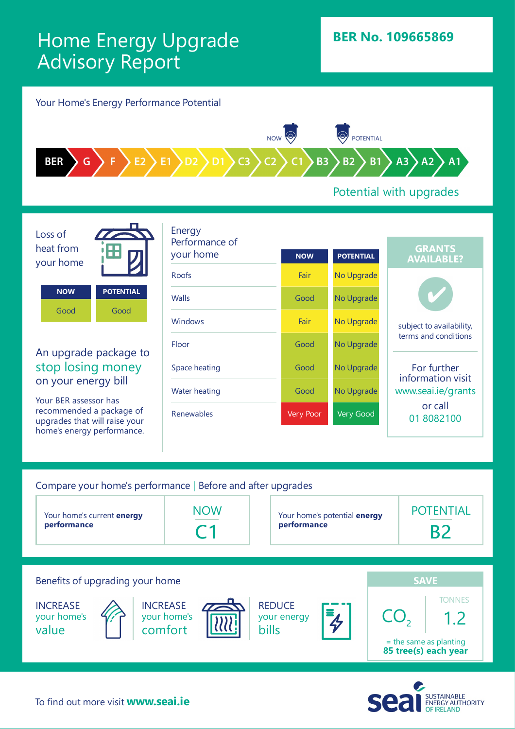# Home Energy Upgrade Advisory Report

**BER No. 109665869**

## Your Home's Energy Performance Potential

BER | G | F | E2 | E1 | D2 | D1 | C3 | C2 | C1 | B3 | B2 | B1 | A3 | A2 | A1

NOW: C1 — POTENTIAL: B2

Potential with upgrades

## Loss of heat from your home

| NOW | POTENTIAL |
|---|---|
| Good | Good |

## An upgrade package to stop losing money on your energy bill

Your BER assessor has recommended a package of upgrades that will raise your home's energy performance.

## Energy Performance of your home

| | NOW | POTENTIAL |
|---|---|---|
| Roofs | Fair | No Upgrade |
| Walls | Good | No Upgrade |
| Windows | Fair | No Upgrade |
| Floor | Good | No Upgrade |
| Space heating | Good | No Upgrade |
| Water heating | Good | No Upgrade |
| Renewables | Very Poor | Very Good |

## GRANTS AVAILABLE?

✔

subject to availability, terms and conditions

For further information visit www.seai.ie/grants or call 01 8082100

## Compare your home's performance | Before and after upgrades

| Your home's current **energy performance** | NOW C1 | Your home's potential **energy performance** | POTENTIAL B2 |
|---|---|---|---|

## Benefits of upgrading your home

- INCREASE your home's value
- INCREASE your home's comfort
- REDUCE your energy bills

**SAVE**

$CO_2$ — TONNES 1.2

= the same as planting **85 tree(s) each year**

To find out more visit **www.seai.ie**

seai SUSTAINABLE ENERGY AUTHORITY OF IRELAND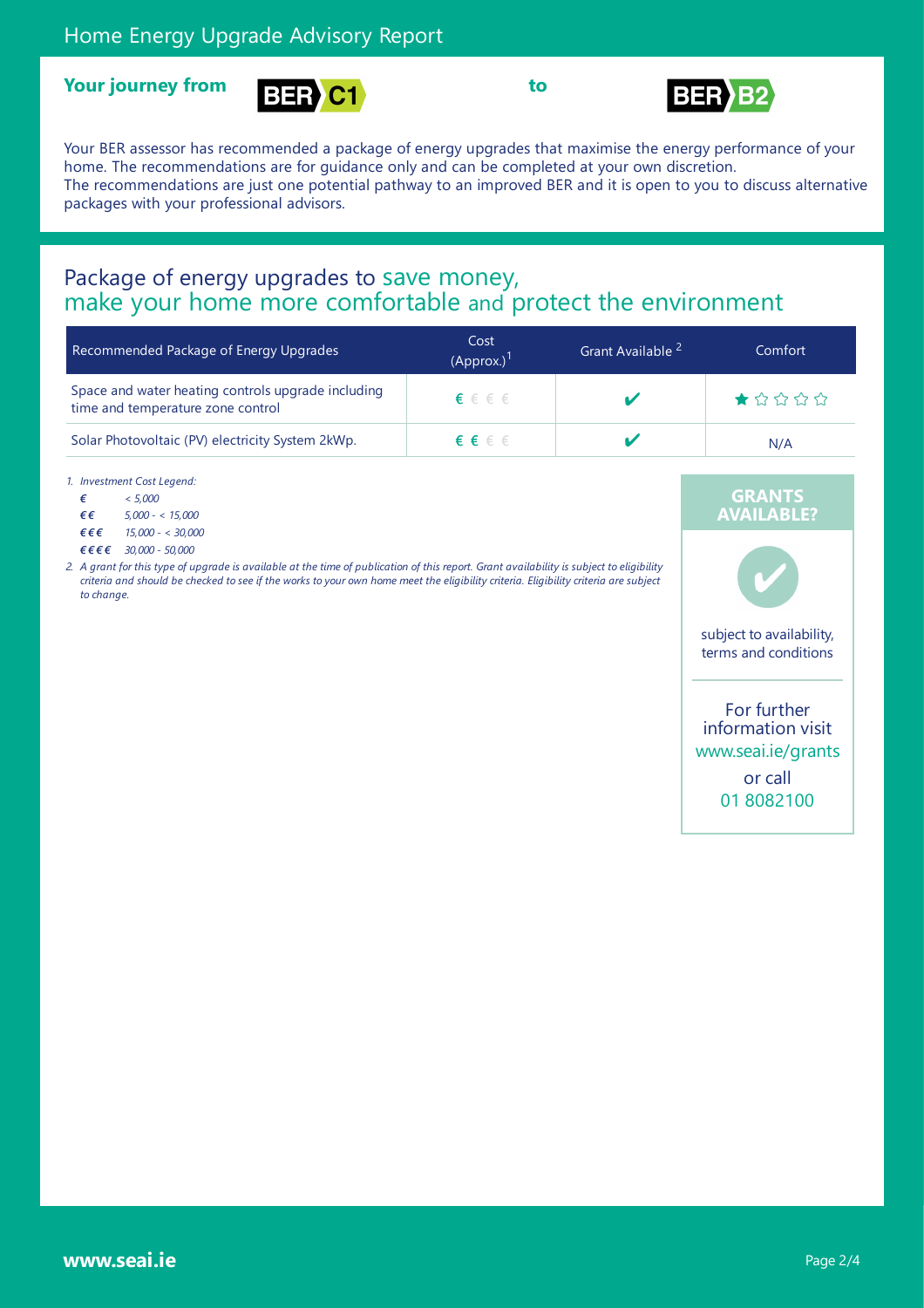# Home Energy Upgrade Advisory Report

**Your journey from** BER C1 **to** BER B2

Your BER assessor has recommended a package of energy upgrades that maximise the energy performance of your home. The recommendations are for guidance only and can be completed at your own discretion.
The recommendations are just one potential pathway to an improved BER and it is open to you to discuss alternative packages with your professional advisors.

## Package of energy upgrades to save money, make your home more comfortable and protect the environment

| Recommended Package of Energy Upgrades | Cost (Approx.)[1] | Grant Available [2] | Comfort |
|---|---|---|---|
| Space and water heating controls upgrade including time and temperature zone control | € | ✔ | ★☆☆☆☆ |
| Solar Photovoltaic (PV) electricity System 2kWp. | €€ | ✔ | N/A |

*1. Investment Cost Legend:*

| | |
|---|---|
| *€* | *< 5,000* |
| *€€* | *5,000 - < 15,000* |
| *€€€* | *15,000 - < 30,000* |
| *€€€€* | *30,000 - 50,000* |

*2. A grant for this type of upgrade is available at the time of publication of this report. Grant availability is subject to eligibility criteria and should be checked to see if the works to your own home meet the eligibility criteria. Eligibility criteria are subject to change.*

**GRANTS AVAILABLE?**

✔

subject to availability, terms and conditions

For further information visit www.seai.ie/grants or call 01 8082100

**www.seai.ie**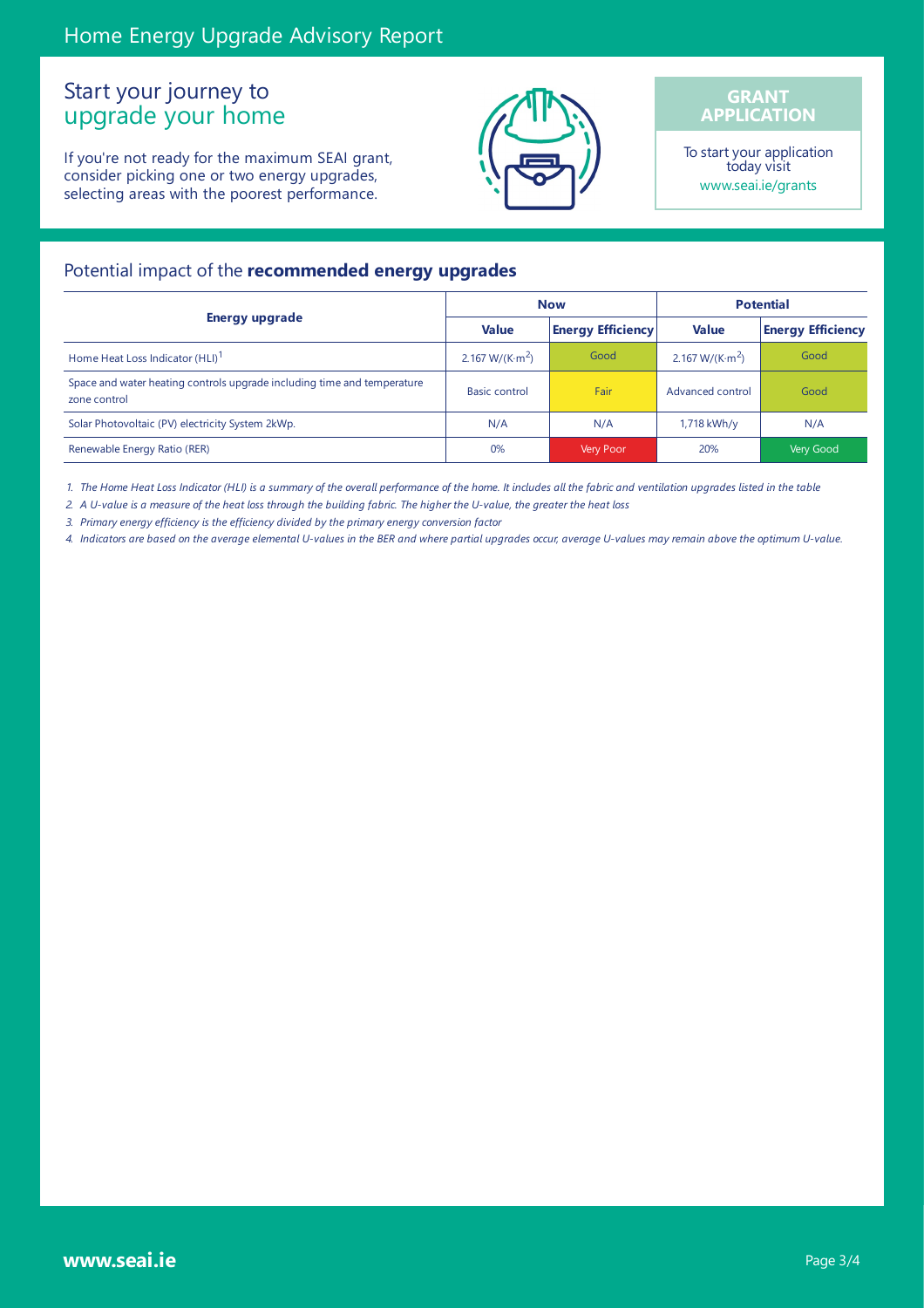# Home Energy Upgrade Advisory Report

## Start your journey to upgrade your home

If you're not ready for the maximum SEAI grant, consider picking one or two energy upgrades, selecting areas with the poorest performance.

**GRANT APPLICATION**

To start your application today visit www.seai.ie/grants

## Potential impact of the **recommended energy upgrades**

| Energy upgrade | Now | | Potential | |
|---|---|---|---|---|
| | Value | Energy Efficiency | Value | Energy Efficiency |
| Home Heat Loss Indicator (HLI)[1] | 2.167 $W/(K{\cdot}m^2)$ | Good | 2.167 $W/(K{\cdot}m^2)$ | Good |
| Space and water heating controls upgrade including time and temperature zone control | Basic control | Fair | Advanced control | Good |
| Solar Photovoltaic (PV) electricity System 2kWp. | N/A | N/A | 1,718 kWh/y | N/A |
| Renewable Energy Ratio (RER) | 0% | Very Poor | 20% | Very Good |

1. *The Home Heat Loss Indicator (HLI) is a summary of the overall performance of the home. It includes all the fabric and ventilation upgrades listed in the table*
2. *A U-value is a measure of the heat loss through the building fabric. The higher the U-value, the greater the heat loss*
3. *Primary energy efficiency is the efficiency divided by the primary energy conversion factor*
4. *Indicators are based on the average elemental U-values in the BER and where partial upgrades occur, average U-values may remain above the optimum U-value.*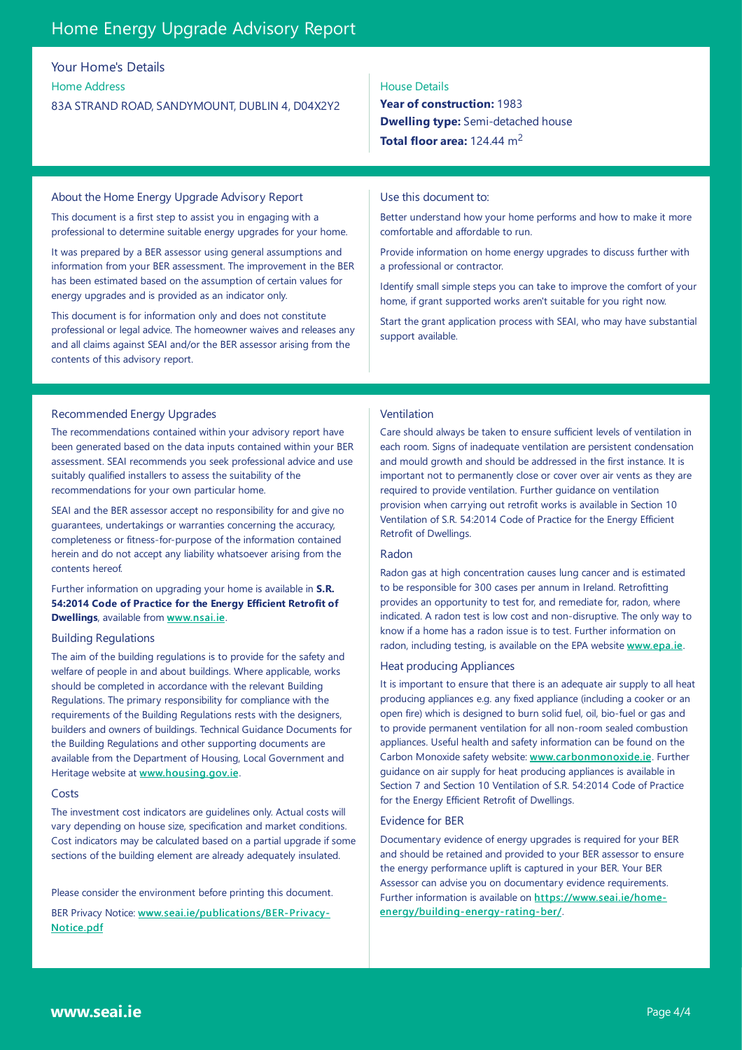# Home Energy Upgrade Advisory Report

## Your Home's Details

### Home Address

83A STRAND ROAD, SANDYMOUNT, DUBLIN 4, D04X2Y2

### House Details

**Year of construction:** 1983

**Dwelling type:** Semi-detached house

**Total floor area:** 124.44 $m^2$

## About the Home Energy Upgrade Advisory Report

This document is a first step to assist you in engaging with a professional to determine suitable energy upgrades for your home.

It was prepared by a BER assessor using general assumptions and information from your BER assessment. The improvement in the BER has been estimated based on the assumption of certain values for energy upgrades and is provided as an indicator only.

This document is for information only and does not constitute professional or legal advice. The homeowner waives and releases any and all claims against SEAI and/or the BER assessor arising from the contents of this advisory report.

## Use this document to:

Better understand how your home performs and how to make it more comfortable and affordable to run.

Provide information on home energy upgrades to discuss further with a professional or contractor.

Identify small simple steps you can take to improve the comfort of your home, if grant supported works aren't suitable for you right now.

Start the grant application process with SEAI, who may have substantial support available.

## Recommended Energy Upgrades

The recommendations contained within your advisory report have been generated based on the data inputs contained within your BER assessment. SEAI recommends you seek professional advice and use suitably qualified installers to assess the suitability of the recommendations for your own particular home.

SEAI and the BER assessor accept no responsibility for and give no guarantees, undertakings or warranties concerning the accuracy, completeness or fitness-for-purpose of the information contained herein and do not accept any liability whatsoever arising from the contents hereof.

Further information on upgrading your home is available in **S.R. 54:2014 Code of Practice for the Energy Efficient Retrofit of Dwellings**, available from **www.nsai.ie**.

### Building Regulations

The aim of the building regulations is to provide for the safety and welfare of people in and about buildings. Where applicable, works should be completed in accordance with the relevant Building Regulations. The primary responsibility for compliance with the requirements of the Building Regulations rests with the designers, builders and owners of buildings. Technical Guidance Documents for the Building Regulations and other supporting documents are available from the Department of Housing, Local Government and Heritage website at **www.housing.gov.ie**.

### Costs

The investment cost indicators are guidelines only. Actual costs will vary depending on house size, specification and market conditions. Cost indicators may be calculated based on a partial upgrade if some sections of the building element are already adequately insulated.

Please consider the environment before printing this document.

BER Privacy Notice: **www.seai.ie/publications/BER-Privacy-Notice.pdf**

### Ventilation

Care should always be taken to ensure sufficient levels of ventilation in each room. Signs of inadequate ventilation are persistent condensation and mould growth and should be addressed in the first instance. It is important not to permanently close or cover over air vents as they are required to provide ventilation. Further guidance on ventilation provision when carrying out retrofit works is available in Section 10 Ventilation of S.R. 54:2014 Code of Practice for the Energy Efficient Retrofit of Dwellings.

### Radon

Radon gas at high concentration causes lung cancer and is estimated to be responsible for 300 cases per annum in Ireland. Retrofitting provides an opportunity to test for, and remediate for, radon, where indicated. A radon test is low cost and non-disruptive. The only way to know if a home has a radon issue is to test. Further information on radon, including testing, is available on the EPA website **www.epa.ie**.

### Heat producing Appliances

It is important to ensure that there is an adequate air supply to all heat producing appliances e.g. any fixed appliance (including a cooker or an open fire) which is designed to burn solid fuel, oil, bio-fuel or gas and to provide permanent ventilation for all non-room sealed combustion appliances. Useful health and safety information can be found on the Carbon Monoxide safety website: **www.carbonmonoxide.ie**. Further guidance on air supply for heat producing appliances is available in Section 7 and Section 10 Ventilation of S.R. 54:2014 Code of Practice for the Energy Efficient Retrofit of Dwellings.

### Evidence for BER

Documentary evidence of energy upgrades is required for your BER and should be retained and provided to your BER assessor to ensure the energy performance uplift is captured in your BER. Your BER Assessor can advise you on documentary evidence requirements. Further information is available on **https://www.seai.ie/home-energy/building-energy-rating-ber/**.